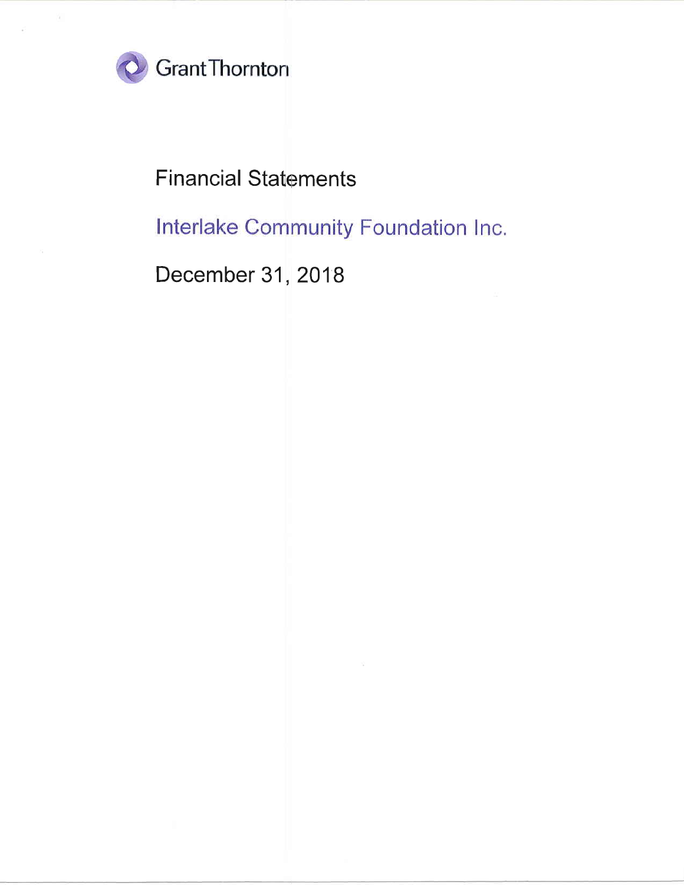Grant Thornton

# Financial Statements

## Interlake Community Foundation Inc.

December 31, 2018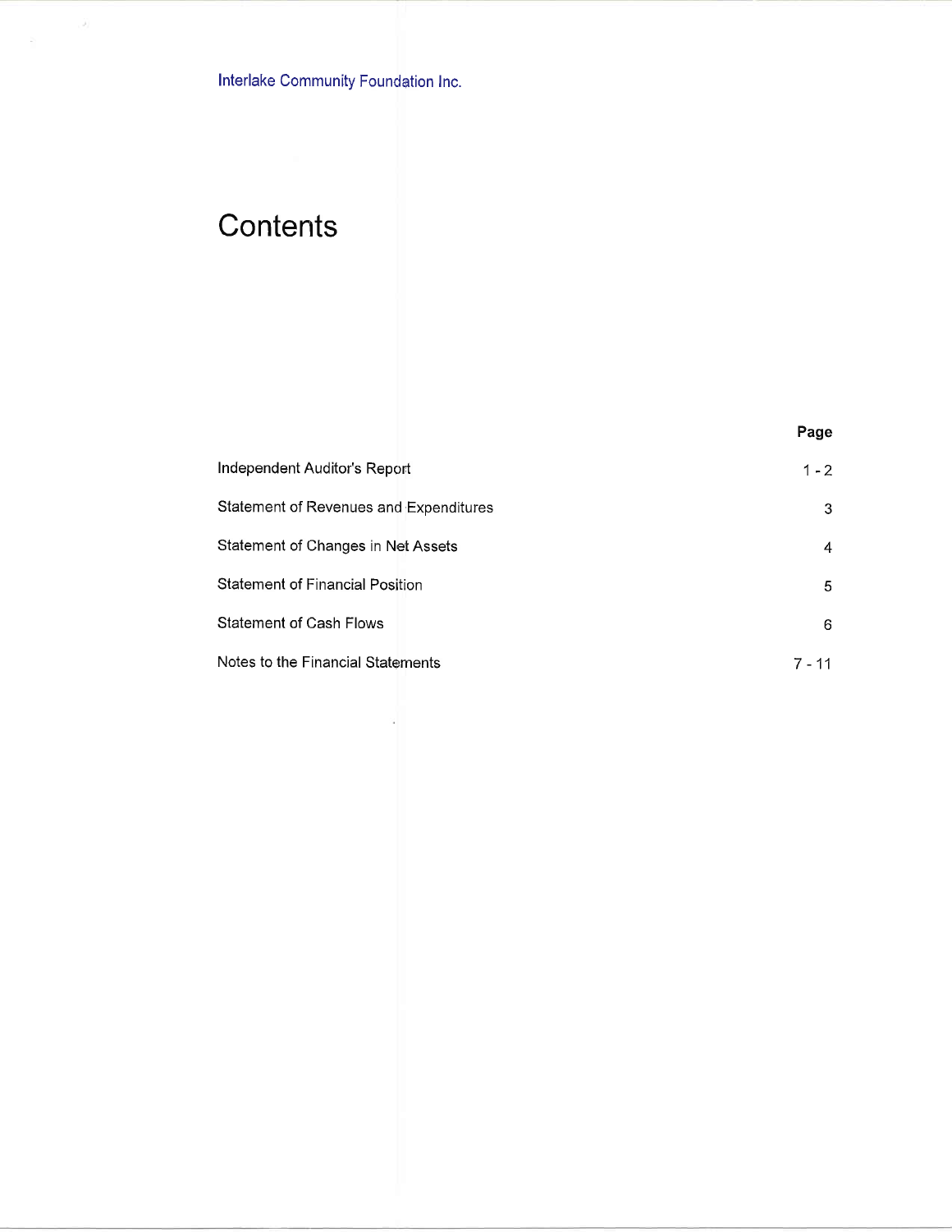Interlake Community Foundation Inc.

# Contents

| | Page |
|---|---|
| Independent Auditor's Report | 1 - 2 |
| Statement of Revenues and Expenditures | 3 |
| Statement of Changes in Net Assets | 4 |
| Statement of Financial Position | 5 |
| Statement of Cash Flows | 6 |
| Notes to the Financial Statements | 7 - 11 |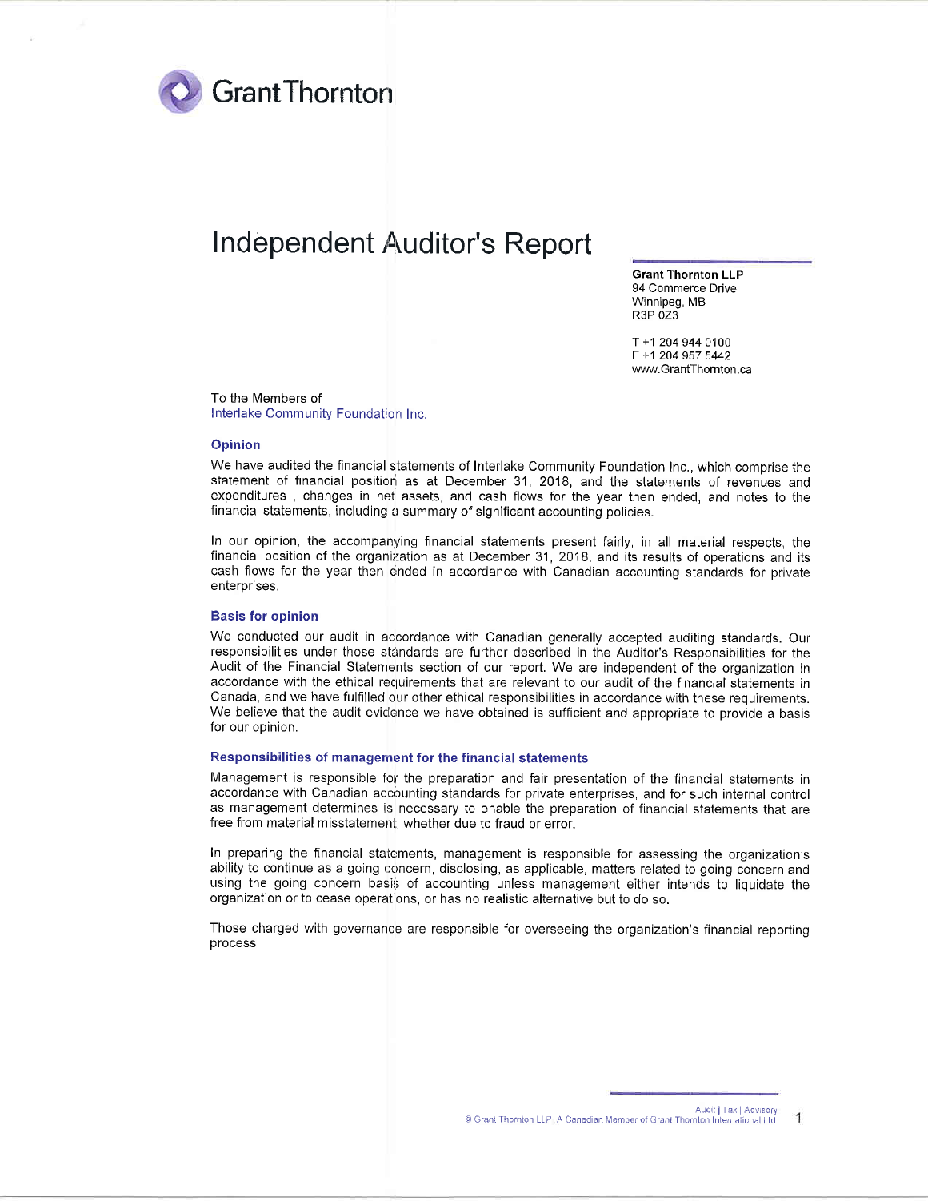# Independent Auditor's Report

**Grant Thornton LLP**
94 Commerce Drive
Winnipeg, MB
R3P 0Z3

T +1 204 944 0100
F +1 204 957 5442
www.GrantThornton.ca

To the Members of
Interlake Community Foundation Inc.

### Opinion

We have audited the financial statements of Interlake Community Foundation Inc., which comprise the statement of financial position as at December 31, 2018, and the statements of revenues and expenditures , changes in net assets, and cash flows for the year then ended, and notes to the financial statements, including a summary of significant accounting policies.

In our opinion, the accompanying financial statements present fairly, in all material respects, the financial position of the organization as at December 31, 2018, and its results of operations and its cash flows for the year then ended in accordance with Canadian accounting standards for private enterprises.

### Basis for opinion

We conducted our audit in accordance with Canadian generally accepted auditing standards. Our responsibilities under those standards are further described in the Auditor's Responsibilities for the Audit of the Financial Statements section of our report. We are independent of the organization in accordance with the ethical requirements that are relevant to our audit of the financial statements in Canada, and we have fulfilled our other ethical responsibilities in accordance with these requirements. We believe that the audit evidence we have obtained is sufficient and appropriate to provide a basis for our opinion.

### Responsibilities of management for the financial statements

Management is responsible for the preparation and fair presentation of the financial statements in accordance with Canadian accounting standards for private enterprises, and for such internal control as management determines is necessary to enable the preparation of financial statements that are free from material misstatement, whether due to fraud or error.

In preparing the financial statements, management is responsible for assessing the organization's ability to continue as a going concern, disclosing, as applicable, matters related to going concern and using the going concern basis of accounting unless management either intends to liquidate the organization or to cease operations, or has no realistic alternative but to do so.

Those charged with governance are responsible for overseeing the organization's financial reporting process.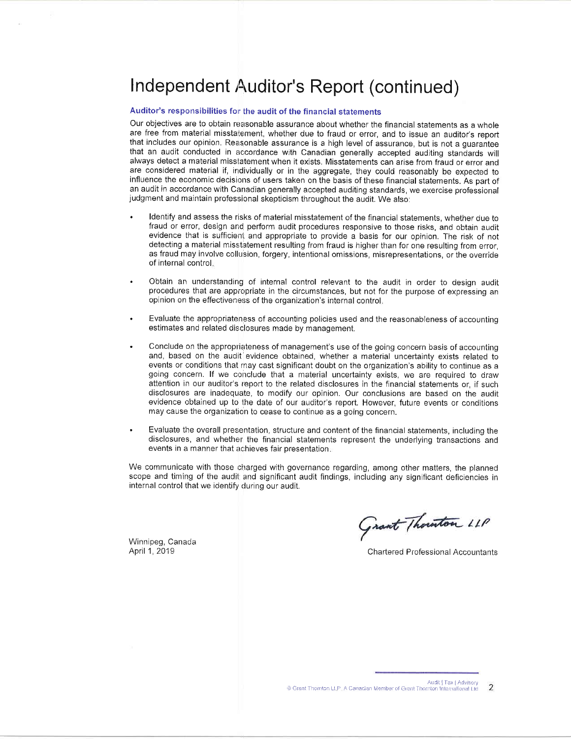# Independent Auditor's Report (continued)

### Auditor's responsibilities for the audit of the financial statements

Our objectives are to obtain reasonable assurance about whether the financial statements as a whole are free from material misstatement, whether due to fraud or error, and to issue an auditor's report that includes our opinion. Reasonable assurance is a high level of assurance, but is not a guarantee that an audit conducted in accordance with Canadian generally accepted auditing standards will always detect a material misstatement when it exists. Misstatements can arise from fraud or error and are considered material if, individually or in the aggregate, they could reasonably be expected to influence the economic decisions of users taken on the basis of these financial statements. As part of an audit in accordance with Canadian generally accepted auditing standards, we exercise professional judgment and maintain professional skepticism throughout the audit. We also:

- Identify and assess the risks of material misstatement of the financial statements, whether due to fraud or error, design and perform audit procedures responsive to those risks, and obtain audit evidence that is sufficient and appropriate to provide a basis for our opinion. The risk of not detecting a material misstatement resulting from fraud is higher than for one resulting from error, as fraud may involve collusion, forgery, intentional omissions, misrepresentations, or the override of internal control.

- Obtain an understanding of internal control relevant to the audit in order to design audit procedures that are appropriate in the circumstances, but not for the purpose of expressing an opinion on the effectiveness of the organization's internal control.

- Evaluate the appropriateness of accounting policies used and the reasonableness of accounting estimates and related disclosures made by management.

- Conclude on the appropriateness of management's use of the going concern basis of accounting and, based on the audit evidence obtained, whether a material uncertainty exists related to events or conditions that may cast significant doubt on the organization's ability to continue as a going concern. If we conclude that a material uncertainty exists, we are required to draw attention in our auditor's report to the related disclosures in the financial statements or, if such disclosures are inadequate, to modify our opinion. Our conclusions are based on the audit evidence obtained up to the date of our auditor's report. However, future events or conditions may cause the organization to cease to continue as a going concern.

- Evaluate the overall presentation, structure and content of the financial statements, including the disclosures, and whether the financial statements represent the underlying transactions and events in a manner that achieves fair presentation.

We communicate with those charged with governance regarding, among other matters, the planned scope and timing of the audit and significant audit findings, including any significant deficiencies in internal control that we identify during our audit.

Grant Thornton LLP

Chartered Professional Accountants

Winnipeg, Canada
April 1, 2019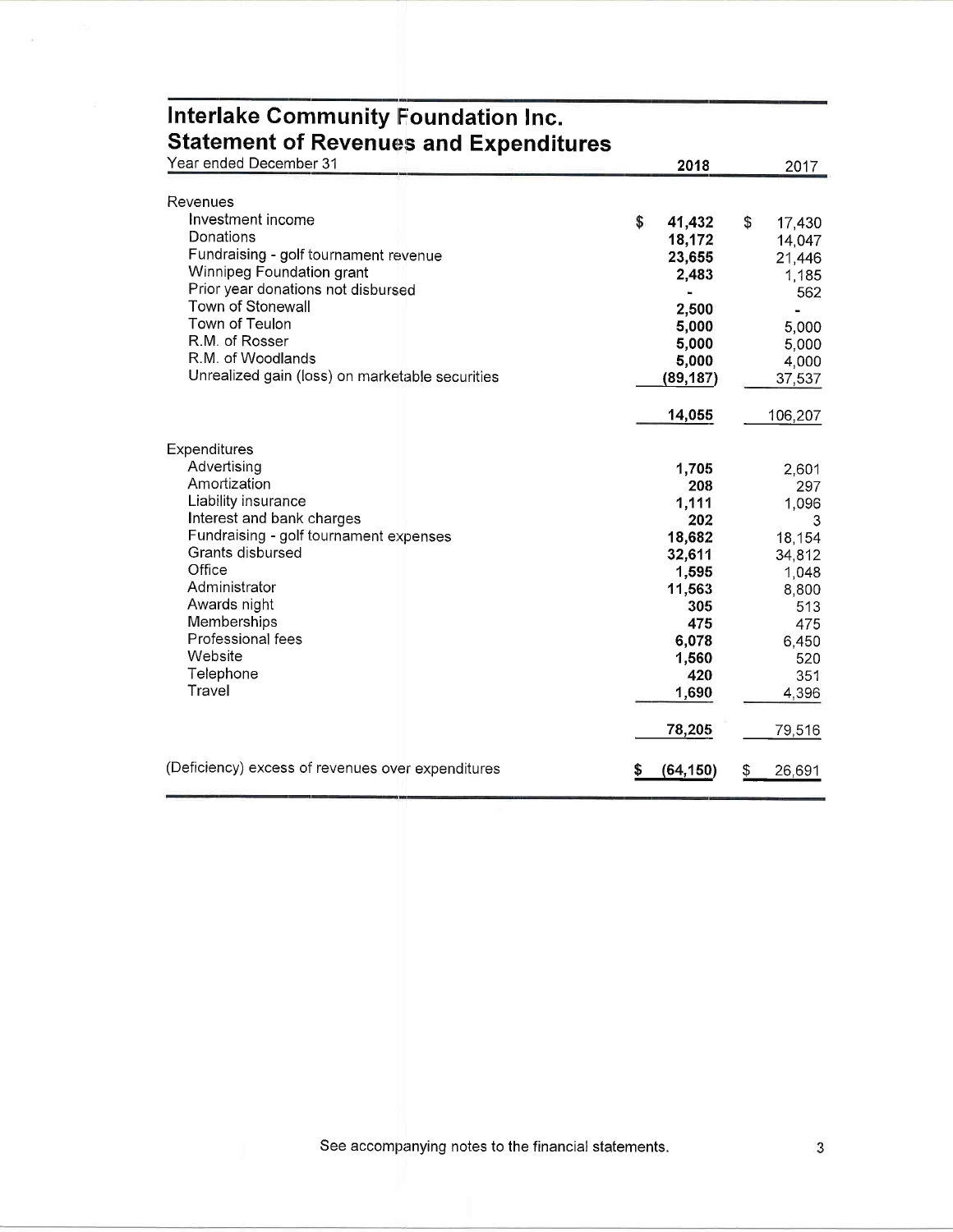# Interlake Community Foundation Inc.
## Statement of Revenues and Expenditures

| Year ended December 31 | 2018 | 2017 |
|---|---|---|
| **Revenues** | | |
| Investment income | $ 41,432 | $ 17,430 |
| Donations | 18,172 | 14,047 |
| Fundraising - golf tournament revenue | 23,655 | 21,446 |
| Winnipeg Foundation grant | 2,483 | 1,185 |
| Prior year donations not disbursed | - | 562 |
| Town of Stonewall | 2,500 | - |
| Town of Teulon | 5,000 | 5,000 |
| R.M. of Rosser | 5,000 | 5,000 |
| R.M. of Woodlands | 5,000 | 4,000 |
| Unrealized gain (loss) on marketable securities | (89,187) | 37,537 |
| | 14,055 | 106,207 |
| **Expenditures** | | |
| Advertising | 1,705 | 2,601 |
| Amortization | 208 | 297 |
| Liability insurance | 1,111 | 1,096 |
| Interest and bank charges | 202 | 3 |
| Fundraising - golf tournament expenses | 18,682 | 18,154 |
| Grants disbursed | 32,611 | 34,812 |
| Office | 1,595 | 1,048 |
| Administrator | 11,563 | 8,800 |
| Awards night | 305 | 513 |
| Memberships | 475 | 475 |
| Professional fees | 6,078 | 6,450 |
| Website | 1,560 | 520 |
| Telephone | 420 | 351 |
| Travel | 1,690 | 4,396 |
| | 78,205 | 79,516 |
| (Deficiency) excess of revenues over expenditures | $ (64,150) | $ 26,691 |

See accompanying notes to the financial statements.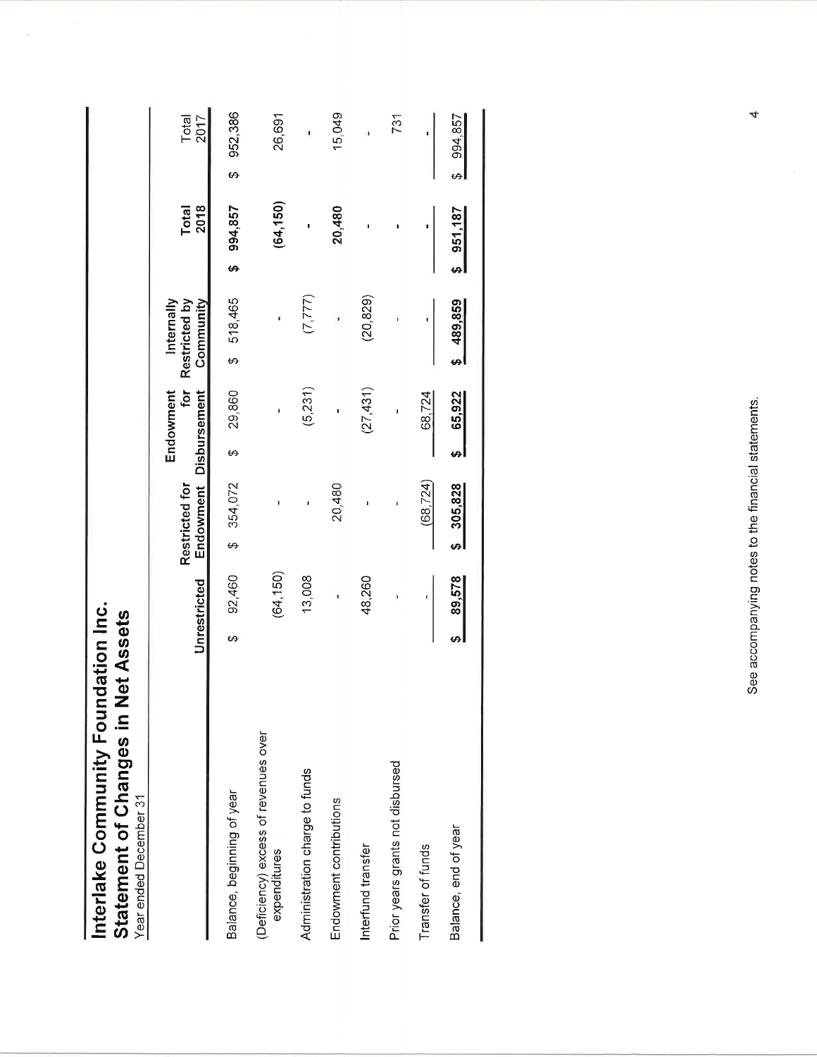# Interlake Community Foundation Inc.
## Statement of Changes in Net Assets

Year ended December 31

| | Unrestricted | Restricted for Endowment | Endowment for Disbursement | Internally Restricted by Community | **Total 2018** | Total 2017 |
|---|---|---|---|---|---|---|
| Balance, beginning of year | $ 92,460 | $ 354,072 | $ 29,860 | $ 518,465 | **$ 994,857** | $ 952,386 |
| (Deficiency) excess of revenues over expenditures | (64,150) | - | - | - | **(64,150)** | 26,691 |
| Administration charge to funds | 13,008 | - | (5,231) | (7,777) | **-** | - |
| Endowment contributions | - | 20,480 | - | - | **20,480** | 15,049 |
| Interfund transfer | 48,260 | - | (27,431) | (20,829) | **-** | - |
| Prior years grants not disbursed | - | - | - | - | **-** | 731 |
| Transfer of funds | - | (68,724) | 68,724 | - | **-** | - |
| Balance, end of year | **$ 89,578** | **$ 305,828** | **$ 65,922** | **$ 489,859** | **$ 951,187** | $ 994,857 |

See accompanying notes to the financial statements.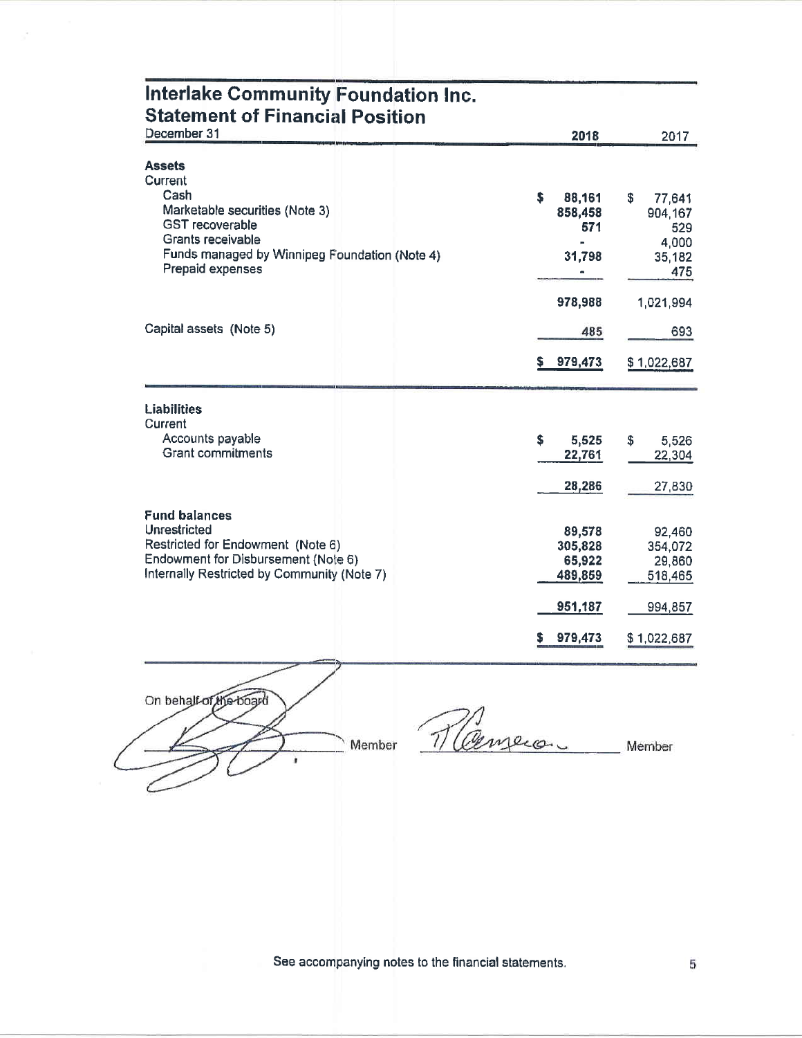# Interlake Community Foundation Inc.
## Statement of Financial Position

| December 31 | 2018 | 2017 |
|---|---|---|
| **Assets** | | |
| Current | | |
| Cash | $ 88,161 | $ 77,641 |
| Marketable securities (Note 3) | 858,458 | 904,167 |
| GST recoverable | 571 | 529 |
| Grants receivable | - | 4,000 |
| Funds managed by Winnipeg Foundation (Note 4) | 31,798 | 35,182 |
| Prepaid expenses | - | 475 |
| | 978,988 | 1,021,994 |
| Capital assets (Note 5) | 485 | 693 |
| | $ 979,473 | $ 1,022,687 |
| **Liabilities** | | |
| Current | | |
| Accounts payable | $ 5,525 | $ 5,526 |
| Grant commitments | 22,761 | 22,304 |
| | 28,286 | 27,830 |
| **Fund balances** | | |
| Unrestricted | 89,578 | 92,460 |
| Restricted for Endowment (Note 6) | 305,828 | 354,072 |
| Endowment for Disbursement (Note 6) | 65,922 | 29,860 |
| Internally Restricted by Community (Note 7) | 489,859 | 518,465 |
| | 951,187 | 994,857 |
| | $ 979,473 | $ 1,022,687 |

On behalf of the board

_______________ Member _______________ Member

See accompanying notes to the financial statements.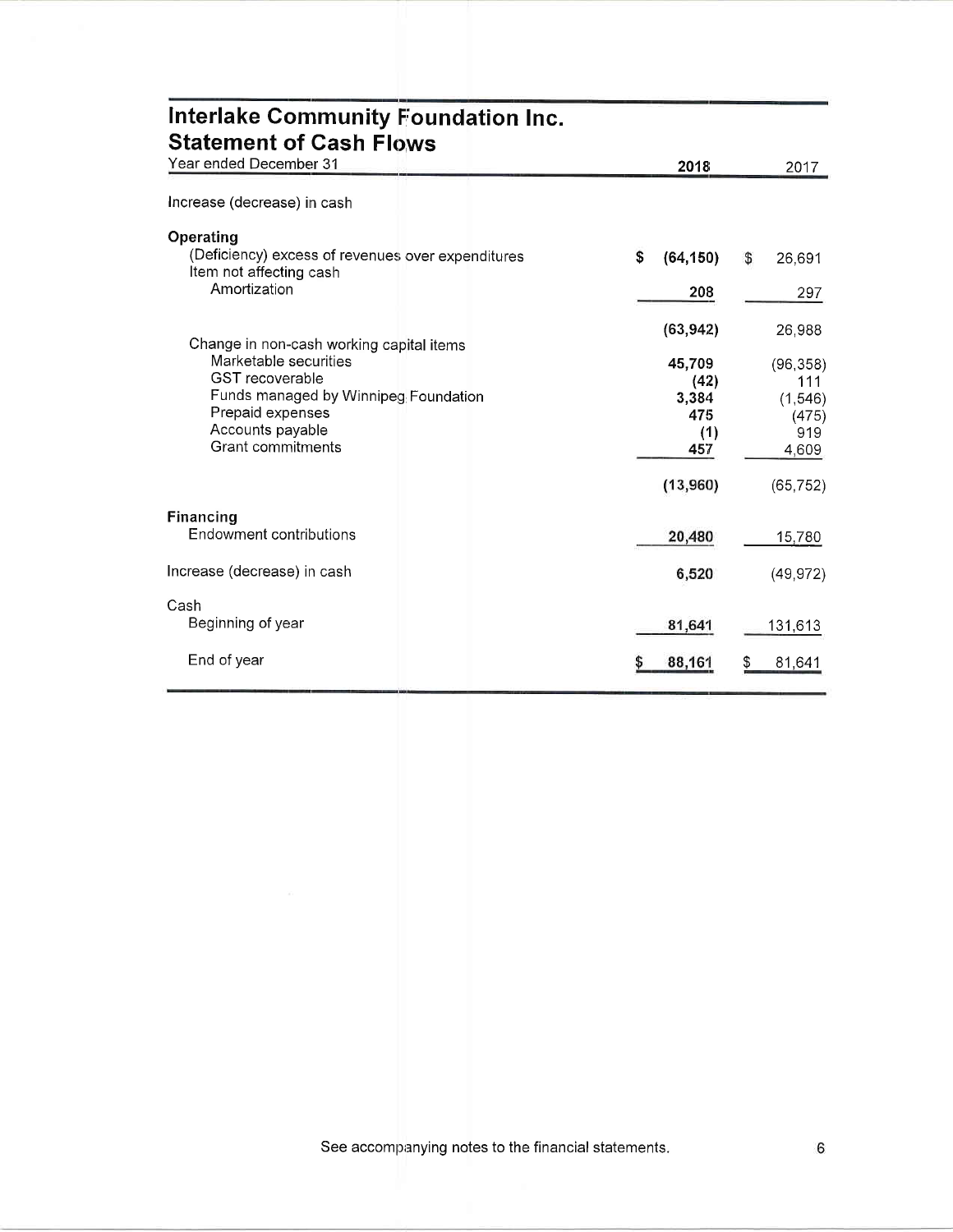# Interlake Community Foundation Inc.
## Statement of Cash Flows

| Year ended December 31 | 2018 | 2017 |
|---|---|---|
| Increase (decrease) in cash | | |
| **Operating** | | |
| (Deficiency) excess of revenues over expenditures | $ (64,150) | $ 26,691 |
| Item not affecting cash | | |
| Amortization | 208 | 297 |
| | (63,942) | 26,988 |
| Change in non-cash working capital items | | |
| Marketable securities | 45,709 | (96,358) |
| GST recoverable | (42) | 111 |
| Funds managed by Winnipeg Foundation | 3,384 | (1,546) |
| Prepaid expenses | 475 | (475) |
| Accounts payable | (1) | 919 |
| Grant commitments | 457 | 4,609 |
| | (13,960) | (65,752) |
| **Financing** | | |
| Endowment contributions | 20,480 | 15,780 |
| Increase (decrease) in cash | 6,520 | (49,972) |
| Cash | | |
| Beginning of year | 81,641 | 131,613 |
| End of year | $ 88,161 | $ 81,641 |

See accompanying notes to the financial statements.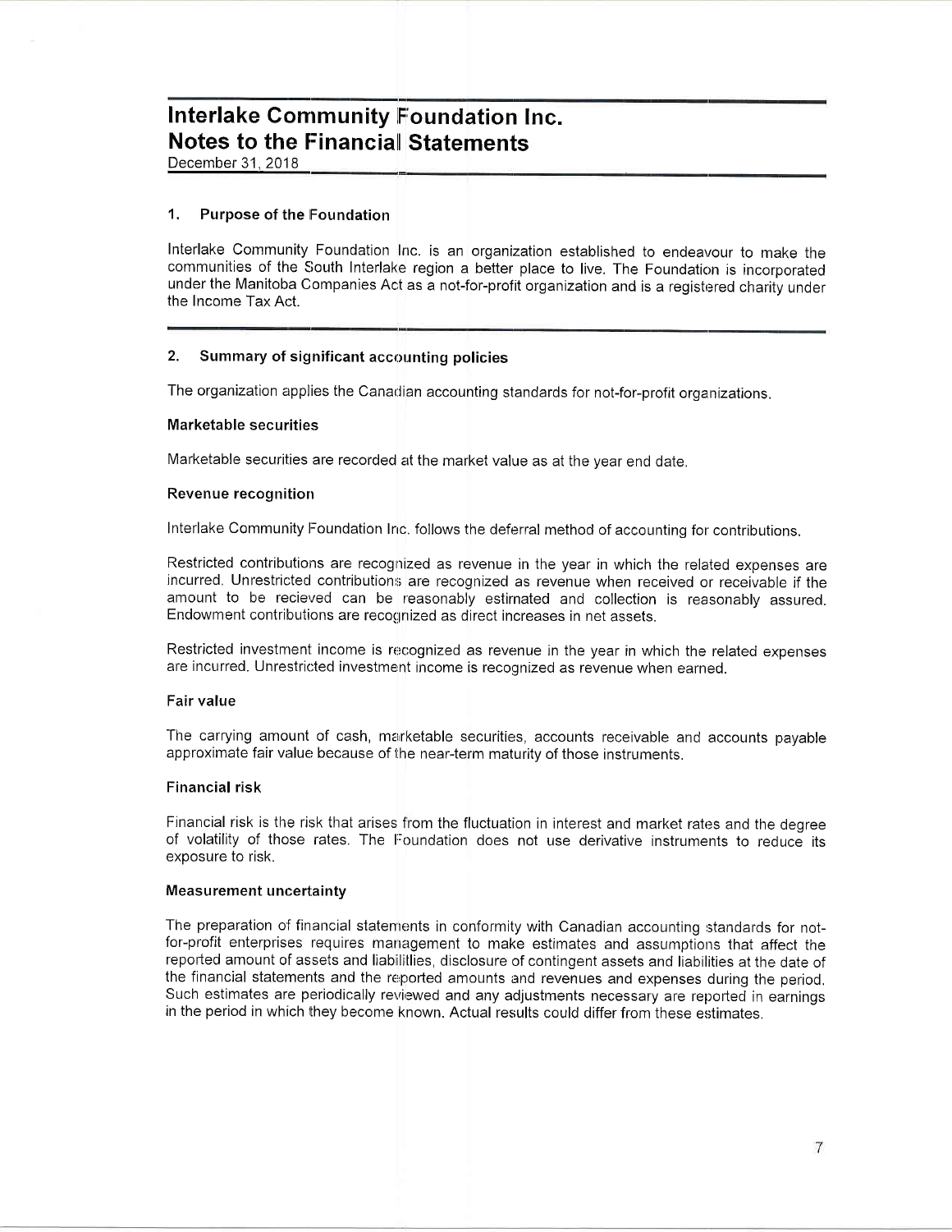# Interlake Community Foundation Inc.
# Notes to the Financial Statements

December 31, 2018

## 1. Purpose of the Foundation

Interlake Community Foundation Inc. is an organization established to endeavour to make the communities of the South Interlake region a better place to live. The Foundation is incorporated under the Manitoba Companies Act as a not-for-profit organization and is a registered charity under the Income Tax Act.

## 2. Summary of significant accounting policies

The organization applies the Canadian accounting standards for not-for-profit organizations.

### Marketable securities

Marketable securities are recorded at the market value as at the year end date.

### Revenue recognition

Interlake Community Foundation Inc. follows the deferral method of accounting for contributions.

Restricted contributions are recognized as revenue in the year in which the related expenses are incurred. Unrestricted contributions are recognized as revenue when received or receivable if the amount to be recieved can be reasonably estimated and collection is reasonably assured. Endowment contributions are recognized as direct increases in net assets.

Restricted investment income is recognized as revenue in the year in which the related expenses are incurred. Unrestricted investment income is recognized as revenue when earned.

### Fair value

The carrying amount of cash, marketable securities, accounts receivable and accounts payable approximate fair value because of the near-term maturity of those instruments.

### Financial risk

Financial risk is the risk that arises from the fluctuation in interest and market rates and the degree of volatility of those rates. The Foundation does not use derivative instruments to reduce its exposure to risk.

### Measurement uncertainty

The preparation of financial statements in conformity with Canadian accounting standards for not-for-profit enterprises requires management to make estimates and assumptions that affect the reported amount of assets and liabilitlies, disclosure of contingent assets and liabilities at the date of the financial statements and the reported amounts and revenues and expenses during the period. Such estimates are periodically reviewed and any adjustments necessary are reported in earnings in the period in which they become known. Actual results could differ from these estimates.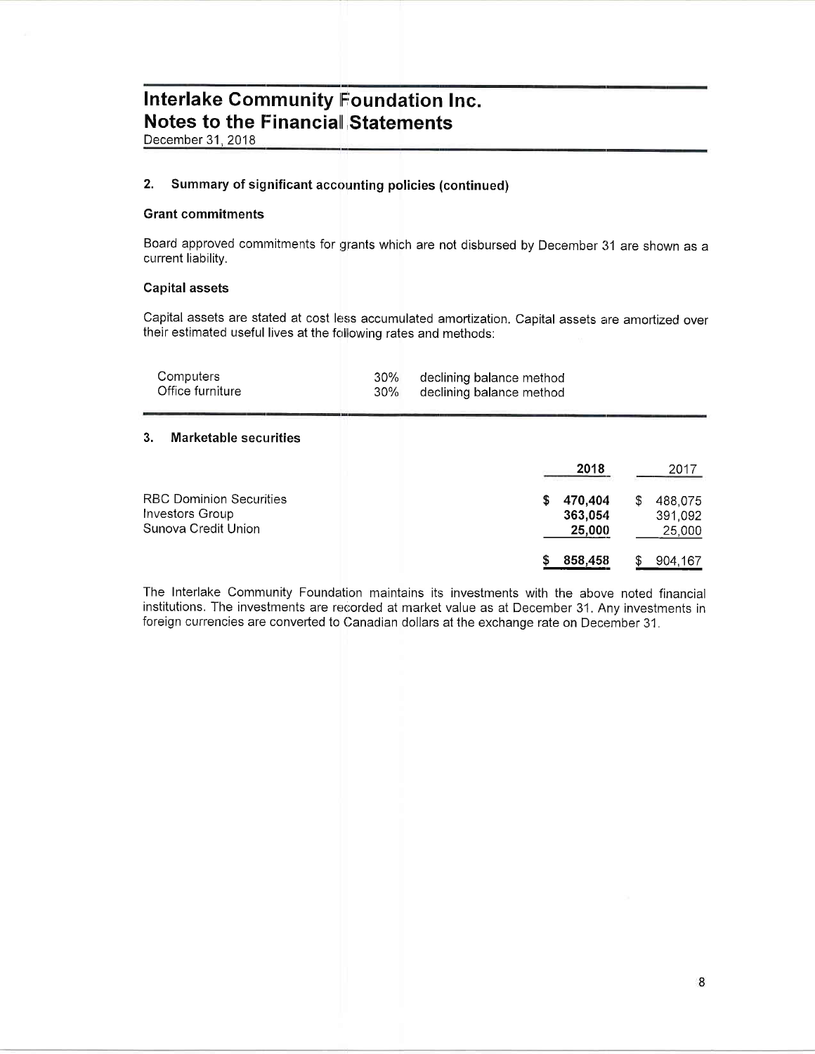# Interlake Community Foundation Inc.
# Notes to the Financial Statements
December 31, 2018

## 2. Summary of significant accounting policies (continued)

### Grant commitments

Board approved commitments for grants which are not disbursed by December 31 are shown as a current liability.

### Capital assets

Capital assets are stated at cost less accumulated amortization. Capital assets are amortized over their estimated useful lives at the following rates and methods:

| | | |
|---|---|---|
| Computers | 30% | declining balance method |
| Office furniture | 30% | declining balance method |

## 3. Marketable securities

| | 2018 | 2017 |
|---|---|---|
| RBC Dominion Securities | $ 470,404 | $ 488,075 |
| Investors Group | 363,054 | 391,092 |
| Sunova Credit Union | 25,000 | 25,000 |
| | $ 858,458 | $ 904,167 |

The Interlake Community Foundation maintains its investments with the above noted financial institutions. The investments are recorded at market value as at December 31. Any investments in foreign currencies are converted to Canadian dollars at the exchange rate on December 31.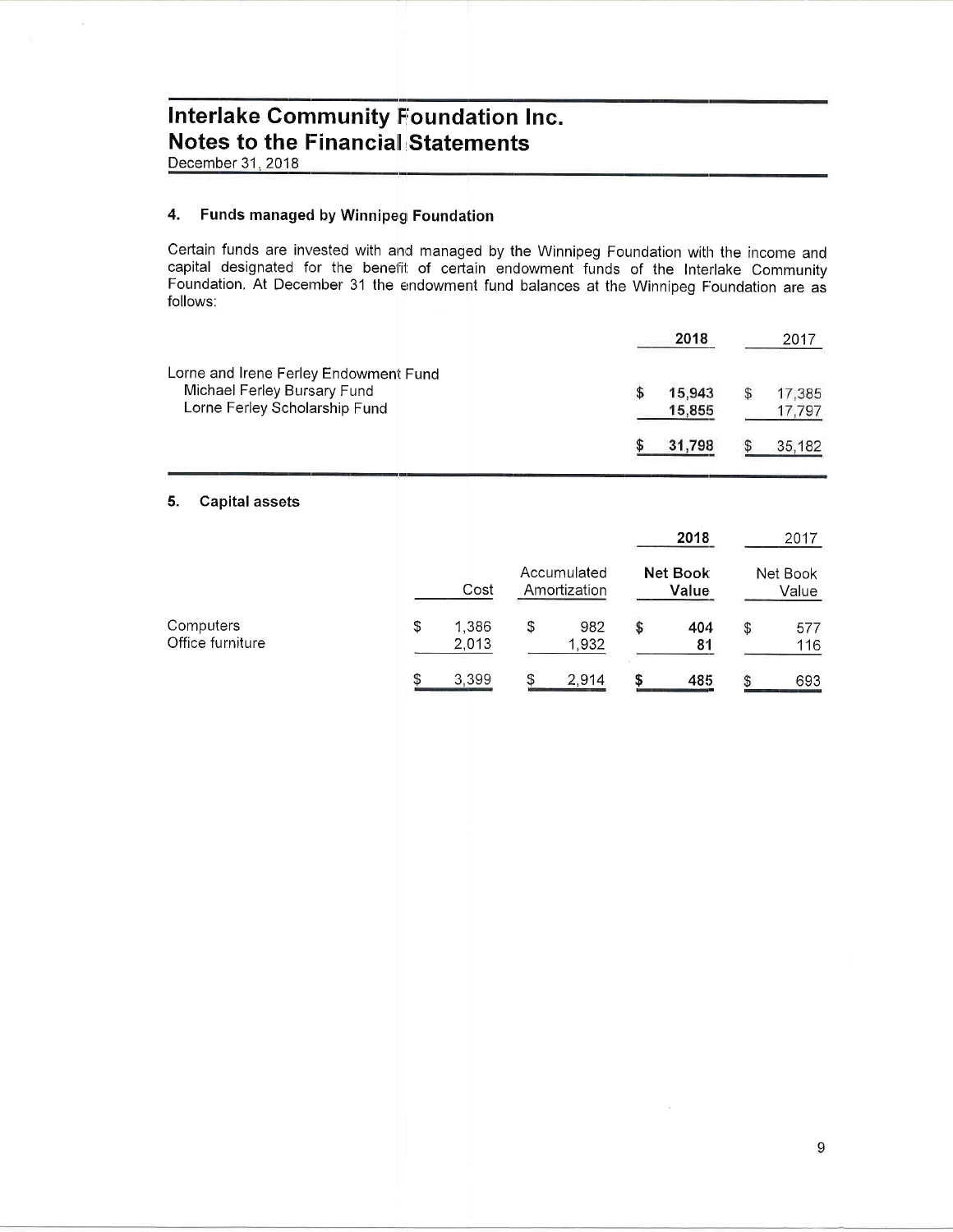# Interlake Community Foundation Inc.
# Notes to the Financial Statements

December 31, 2018

## 4. Funds managed by Winnipeg Foundation

Certain funds are invested with and managed by the Winnipeg Foundation with the income and capital designated for the benefit of certain endowment funds of the Interlake Community Foundation. At December 31 the endowment fund balances at the Winnipeg Foundation are as follows:

| | 2018 | 2017 |
|---|---|---|
| Lorne and Irene Ferley Endowment Fund | | |
| Michael Ferley Bursary Fund | $ 15,943 | $ 17,385 |
| Lorne Ferley Scholarship Fund | 15,855 | 17,797 |
| | $ 31,798 | $ 35,182 |

## 5. Capital assets

| | | | 2018 | 2017 |
|---|---|---|---|---|
| | Cost | Accumulated Amortization | Net Book Value | Net Book Value |
| Computers | $ 1,386 | $ 982 | $ 404 | $ 577 |
| Office furniture | 2,013 | 1,932 | 81 | 116 |
| | $ 3,399 | $ 2,914 | $ 485 | $ 693 |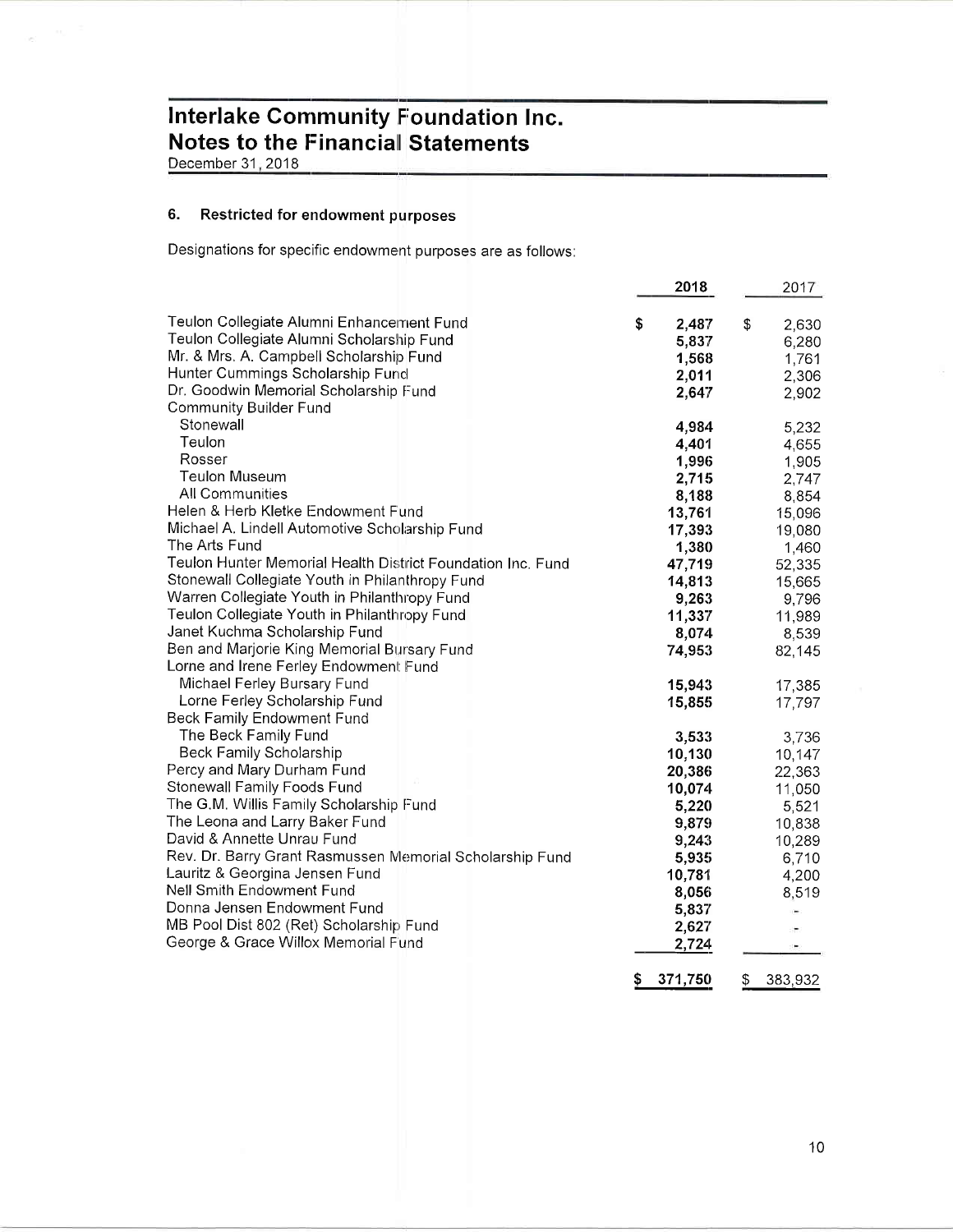# Interlake Community Foundation Inc.
# Notes to the Financial Statements

December 31, 2018

## 6. Restricted for endowment purposes

Designations for specific endowment purposes are as follows:

| | 2018 | 2017 |
|---|---|---|
| Teulon Collegiate Alumni Enhancement Fund | $ 2,487 | $ 2,630 |
| Teulon Collegiate Alumni Scholarship Fund | 5,837 | 6,280 |
| Mr. & Mrs. A. Campbell Scholarship Fund | 1,568 | 1,761 |
| Hunter Cummings Scholarship Fund | 2,011 | 2,306 |
| Dr. Goodwin Memorial Scholarship Fund | 2,647 | 2,902 |
| Community Builder Fund | | |
| Stonewall | 4,984 | 5,232 |
| Teulon | 4,401 | 4,655 |
| Rosser | 1,996 | 1,905 |
| Teulon Museum | 2,715 | 2,747 |
| All Communities | 8,188 | 8,854 |
| Helen & Herb Kletke Endowment Fund | 13,761 | 15,096 |
| Michael A. Lindell Automotive Scholarship Fund | 17,393 | 19,080 |
| The Arts Fund | 1,380 | 1,460 |
| Teulon Hunter Memorial Health District Foundation Inc. Fund | 47,719 | 52,335 |
| Stonewall Collegiate Youth in Philanthropy Fund | 14,813 | 15,665 |
| Warren Collegiate Youth in Philanthropy Fund | 9,263 | 9,796 |
| Teulon Collegiate Youth in Philanthropy Fund | 11,337 | 11,989 |
| Janet Kuchma Scholarship Fund | 8,074 | 8,539 |
| Ben and Marjorie King Memorial Bursary Fund | 74,953 | 82,145 |
| Lorne and Irene Ferley Endowment Fund | | |
| Michael Ferley Bursary Fund | 15,943 | 17,385 |
| Lorne Ferley Scholarship Fund | 15,855 | 17,797 |
| Beck Family Endowment Fund | | |
| The Beck Family Fund | 3,533 | 3,736 |
| Beck Family Scholarship | 10,130 | 10,147 |
| Percy and Mary Durham Fund | 20,386 | 22,363 |
| Stonewall Family Foods Fund | 10,074 | 11,050 |
| The G.M. Willis Family Scholarship Fund | 5,220 | 5,521 |
| The Leona and Larry Baker Fund | 9,879 | 10,838 |
| David & Annette Unrau Fund | 9,243 | 10,289 |
| Rev. Dr. Barry Grant Rasmussen Memorial Scholarship Fund | 5,935 | 6,710 |
| Lauritz & Georgina Jensen Fund | 10,781 | 4,200 |
| Nell Smith Endowment Fund | 8,056 | 8,519 |
| Donna Jensen Endowment Fund | 5,837 | - |
| MB Pool Dist 802 (Ret) Scholarship Fund | 2,627 | - |
| George & Grace Willox Memorial Fund | 2,724 | - |
| | $ 371,750 | $ 383,932 |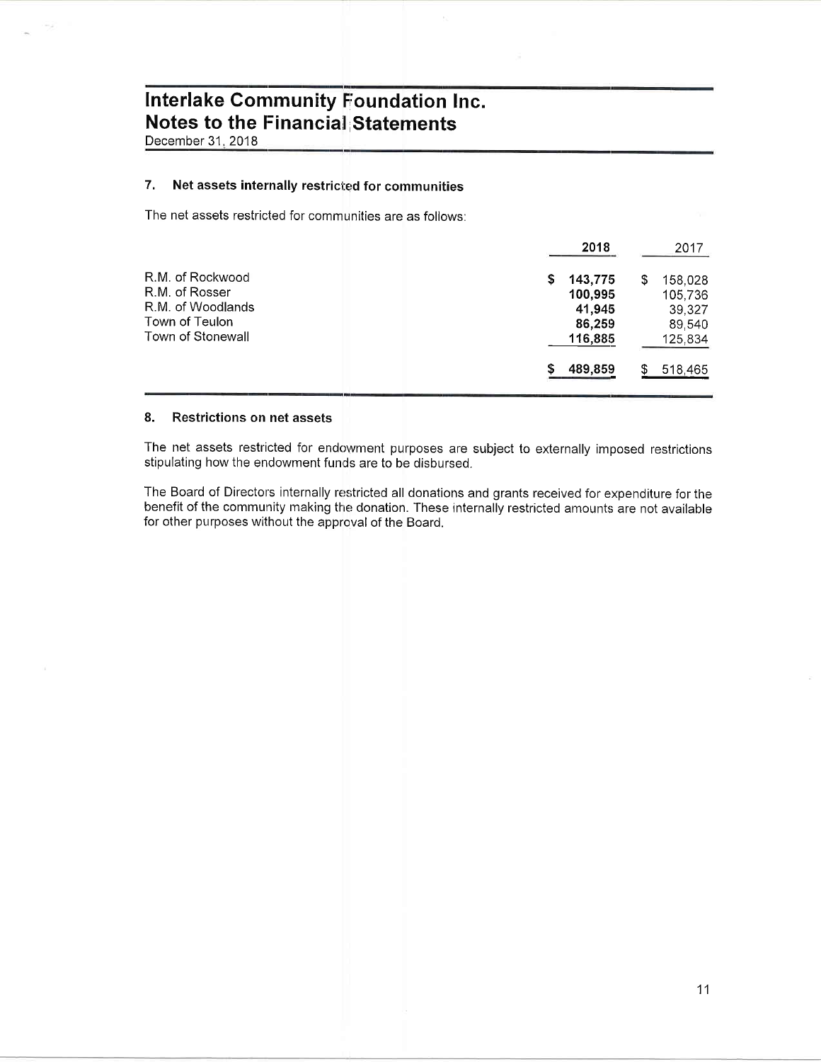# Interlake Community Foundation Inc.
## Notes to the Financial Statements
December 31, 2018

### 7. Net assets internally restricted for communities

The net assets restricted for communities are as follows:

| | 2018 | 2017 |
|---|---|---|
| R.M. of Rockwood | $ 143,775 | $ 158,028 |
| R.M. of Rosser | 100,995 | 105,736 |
| R.M. of Woodlands | 41,945 | 39,327 |
| Town of Teulon | 86,259 | 89,540 |
| Town of Stonewall | 116,885 | 125,834 |
| | $ 489,859 | $ 518,465 |

### 8. Restrictions on net assets

The net assets restricted for endowment purposes are subject to externally imposed restrictions stipulating how the endowment funds are to be disbursed.

The Board of Directors internally restricted all donations and grants received for expenditure for the benefit of the community making the donation. These internally restricted amounts are not available for other purposes without the approval of the Board.